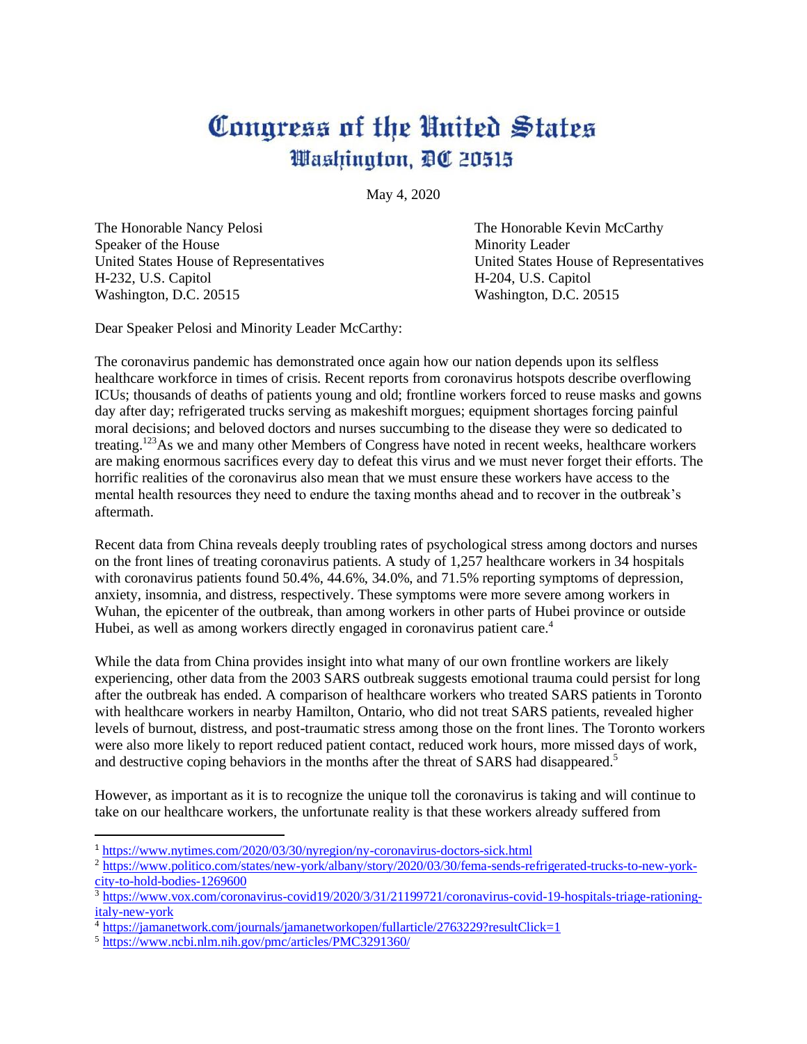# Congress of the United States
## Washington, DC 20515

May 4, 2020

The Honorable Nancy Pelosi
Speaker of the House
United States House of Representatives
H-232, U.S. Capitol
Washington, D.C. 20515

The Honorable Kevin McCarthy
Minority Leader
United States House of Representatives
H-204, U.S. Capitol
Washington, D.C. 20515

Dear Speaker Pelosi and Minority Leader McCarthy:

The coronavirus pandemic has demonstrated once again how our nation depends upon its selfless healthcare workforce in times of crisis. Recent reports from coronavirus hotspots describe overflowing ICUs; thousands of deaths of patients young and old; frontline workers forced to reuse masks and gowns day after day; refrigerated trucks serving as makeshift morgues; equipment shortages forcing painful moral decisions; and beloved doctors and nurses succumbing to the disease they were so dedicated to treating.[1][2][3] As we and many other Members of Congress have noted in recent weeks, healthcare workers are making enormous sacrifices every day to defeat this virus and we must never forget their efforts. The horrific realities of the coronavirus also mean that we must ensure these workers have access to the mental health resources they need to endure the taxing months ahead and to recover in the outbreak's aftermath.

Recent data from China reveals deeply troubling rates of psychological stress among doctors and nurses on the front lines of treating coronavirus patients. A study of 1,257 healthcare workers in 34 hospitals with coronavirus patients found 50.4%, 44.6%, 34.0%, and 71.5% reporting symptoms of depression, anxiety, insomnia, and distress, respectively. These symptoms were more severe among workers in Wuhan, the epicenter of the outbreak, than among workers in other parts of Hubei province or outside Hubei, as well as among workers directly engaged in coronavirus patient care.[4]

While the data from China provides insight into what many of our own frontline workers are likely experiencing, other data from the 2003 SARS outbreak suggests emotional trauma could persist for long after the outbreak has ended. A comparison of healthcare workers who treated SARS patients in Toronto with healthcare workers in nearby Hamilton, Ontario, who did not treat SARS patients, revealed higher levels of burnout, distress, and post-traumatic stress among those on the front lines. The Toronto workers were also more likely to report reduced patient contact, reduced work hours, more missed days of work, and destructive coping behaviors in the months after the threat of SARS had disappeared.[5]

However, as important as it is to recognize the unique toll the coronavirus is taking and will continue to take on our healthcare workers, the unfortunate reality is that these workers already suffered from

---

[1] https://www.nytimes.com/2020/03/30/nyregion/ny-coronavirus-doctors-sick.html

[2] https://www.politico.com/states/new-york/albany/story/2020/03/30/fema-sends-refrigerated-trucks-to-new-york-city-to-hold-bodies-1269600

[3] https://www.vox.com/coronavirus-covid19/2020/3/31/21199721/coronavirus-covid-19-hospitals-triage-rationing-italy-new-york

[4] https://jamanetwork.com/journals/jamanetworkopen/fullarticle/2763229?resultClick=1

[5] https://www.ncbi.nlm.nih.gov/pmc/articles/PMC3291360/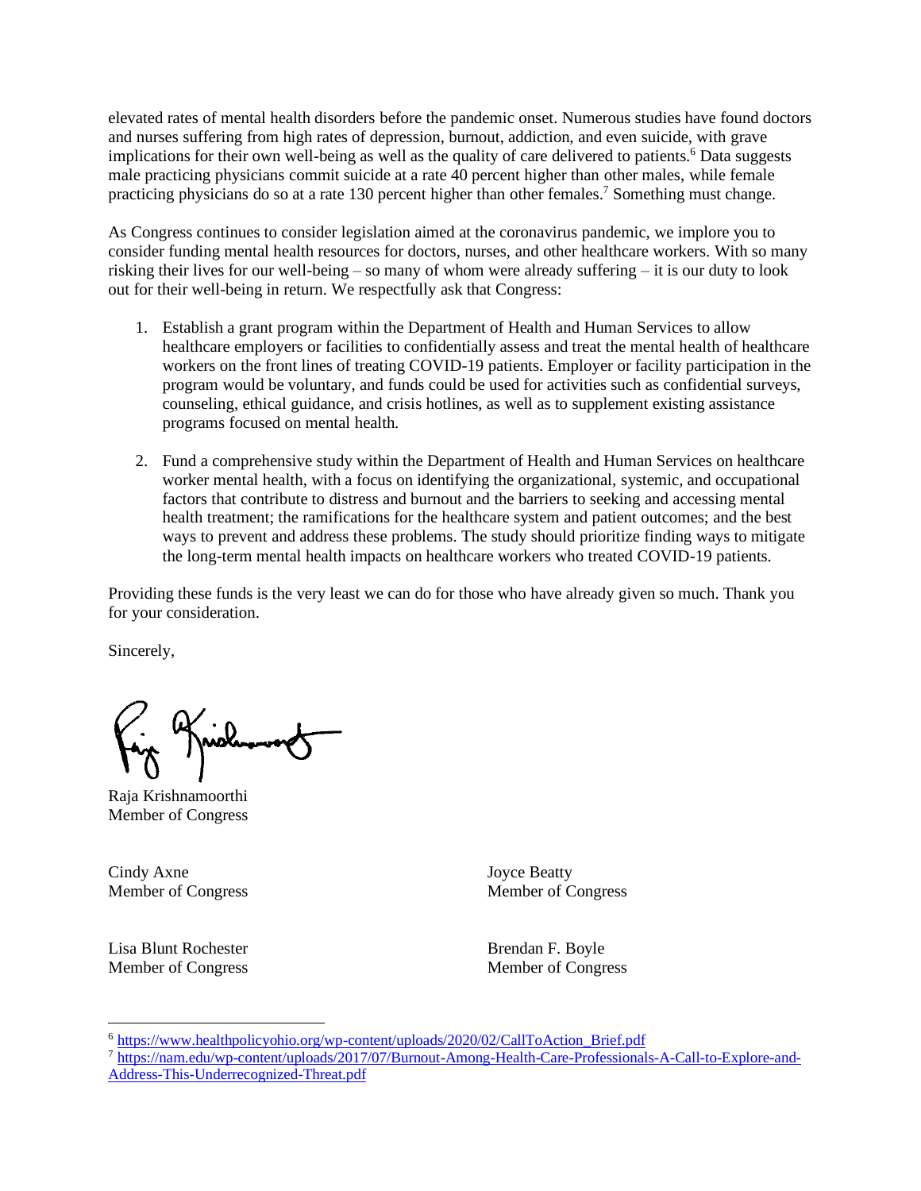elevated rates of mental health disorders before the pandemic onset. Numerous studies have found doctors and nurses suffering from high rates of depression, burnout, addiction, and even suicide, with grave implications for their own well-being as well as the quality of care delivered to patients.[6] Data suggests male practicing physicians commit suicide at a rate 40 percent higher than other males, while female practicing physicians do so at a rate 130 percent higher than other females.[7] Something must change.

As Congress continues to consider legislation aimed at the coronavirus pandemic, we implore you to consider funding mental health resources for doctors, nurses, and other healthcare workers. With so many risking their lives for our well-being – so many of whom were already suffering – it is our duty to look out for their well-being in return. We respectfully ask that Congress:

1. Establish a grant program within the Department of Health and Human Services to allow healthcare employers or facilities to confidentially assess and treat the mental health of healthcare workers on the front lines of treating COVID-19 patients. Employer or facility participation in the program would be voluntary, and funds could be used for activities such as confidential surveys, counseling, ethical guidance, and crisis hotlines, as well as to supplement existing assistance programs focused on mental health.

2. Fund a comprehensive study within the Department of Health and Human Services on healthcare worker mental health, with a focus on identifying the organizational, systemic, and occupational factors that contribute to distress and burnout and the barriers to seeking and accessing mental health treatment; the ramifications for the healthcare system and patient outcomes; and the best ways to prevent and address these problems. The study should prioritize finding ways to mitigate the long-term mental health impacts on healthcare workers who treated COVID-19 patients.

Providing these funds is the very least we can do for those who have already given so much. Thank you for your consideration.

Sincerely,

Raja Krishnamoorthi
Member of Congress

Cindy Axne
Member of Congress

Joyce Beatty
Member of Congress

Lisa Blunt Rochester
Member of Congress

Brendan F. Boyle
Member of Congress

---

[6] https://www.healthpolicyohio.org/wp-content/uploads/2020/02/CallToAction_Brief.pdf

[7] https://nam.edu/wp-content/uploads/2017/07/Burnout-Among-Health-Care-Professionals-A-Call-to-Explore-and-Address-This-Underrecognized-Threat.pdf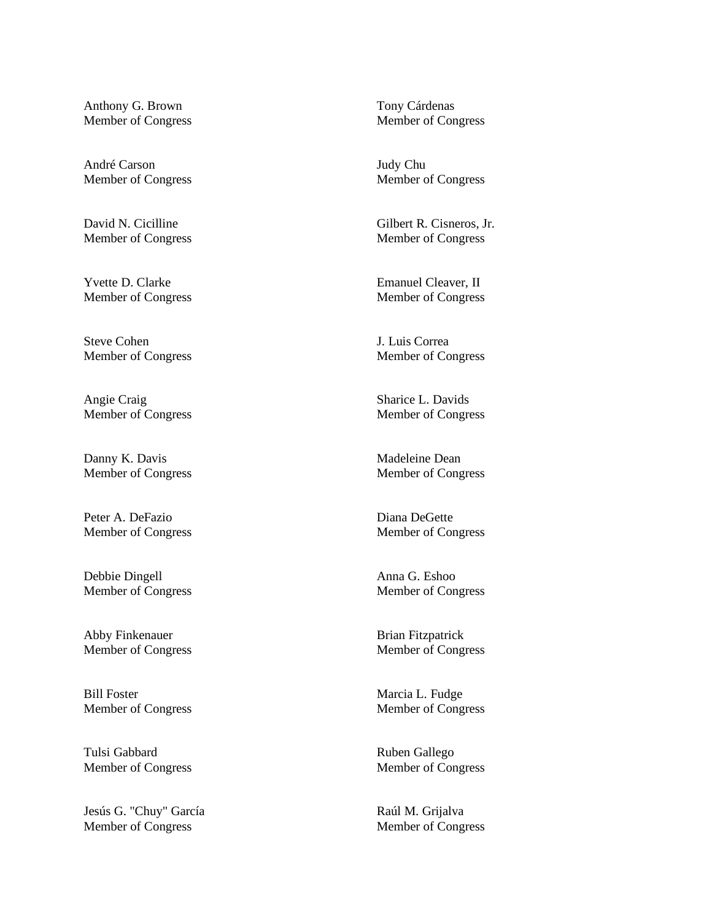Anthony G. Brown
Member of Congress

Tony Cárdenas
Member of Congress

André Carson
Member of Congress

Judy Chu
Member of Congress

David N. Cicilline
Member of Congress

Gilbert R. Cisneros, Jr.
Member of Congress

Yvette D. Clarke
Member of Congress

Emanuel Cleaver, II
Member of Congress

Steve Cohen
Member of Congress

J. Luis Correa
Member of Congress

Angie Craig
Member of Congress

Sharice L. Davids
Member of Congress

Danny K. Davis
Member of Congress

Madeleine Dean
Member of Congress

Peter A. DeFazio
Member of Congress

Diana DeGette
Member of Congress

Debbie Dingell
Member of Congress

Anna G. Eshoo
Member of Congress

Abby Finkenauer
Member of Congress

Brian Fitzpatrick
Member of Congress

Bill Foster
Member of Congress

Marcia L. Fudge
Member of Congress

Tulsi Gabbard
Member of Congress

Ruben Gallego
Member of Congress

Jesús G. "Chuy" García
Member of Congress

Raúl M. Grijalva
Member of Congress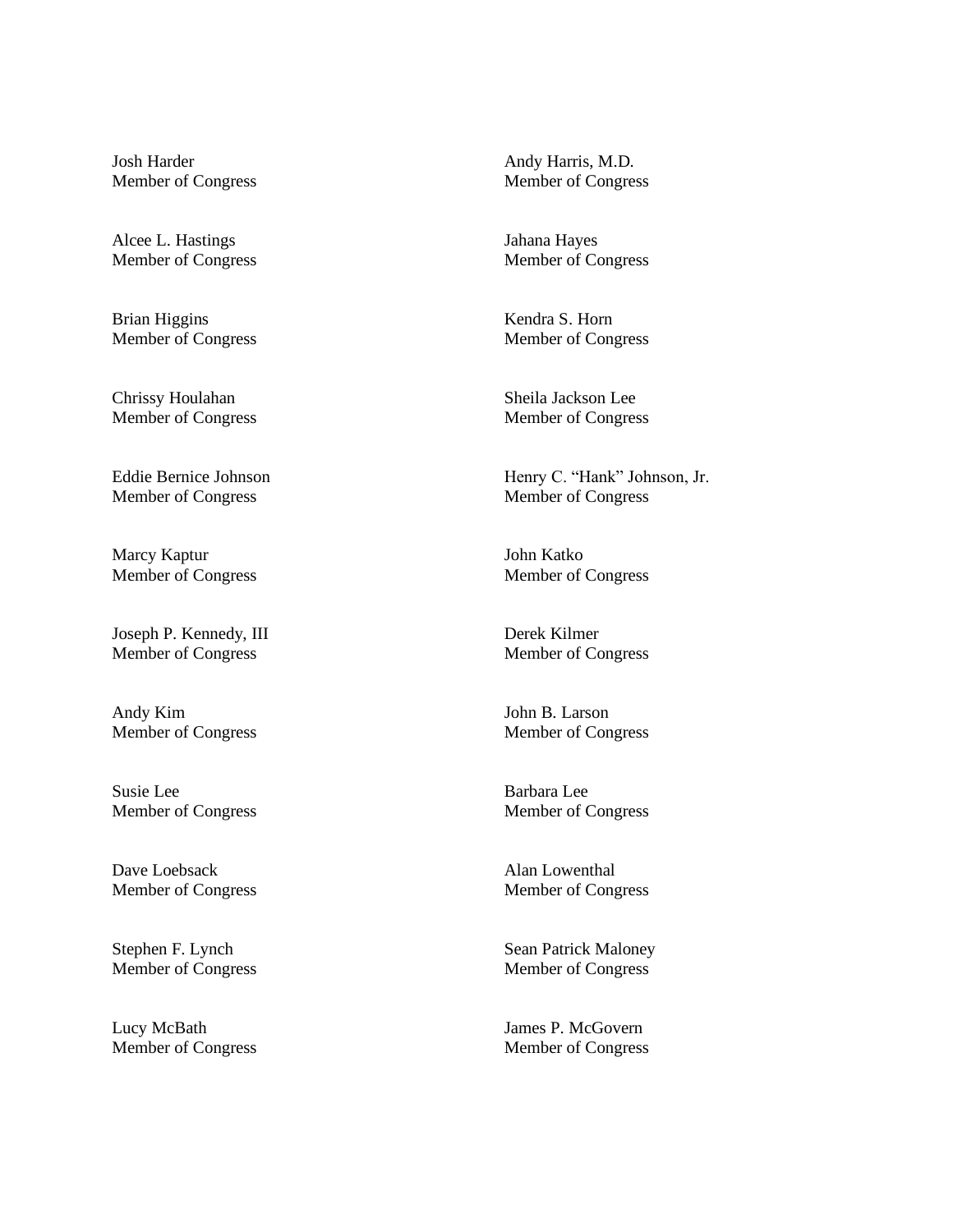Josh Harder
Member of Congress

Andy Harris, M.D.
Member of Congress

Alcee L. Hastings
Member of Congress

Jahana Hayes
Member of Congress

Brian Higgins
Member of Congress

Kendra S. Horn
Member of Congress

Chrissy Houlahan
Member of Congress

Sheila Jackson Lee
Member of Congress

Eddie Bernice Johnson
Member of Congress

Henry C. "Hank" Johnson, Jr.
Member of Congress

Marcy Kaptur
Member of Congress

John Katko
Member of Congress

Joseph P. Kennedy, III
Member of Congress

Derek Kilmer
Member of Congress

Andy Kim
Member of Congress

John B. Larson
Member of Congress

Susie Lee
Member of Congress

Barbara Lee
Member of Congress

Dave Loebsack
Member of Congress

Alan Lowenthal
Member of Congress

Stephen F. Lynch
Member of Congress

Sean Patrick Maloney
Member of Congress

Lucy McBath
Member of Congress

James P. McGovern
Member of Congress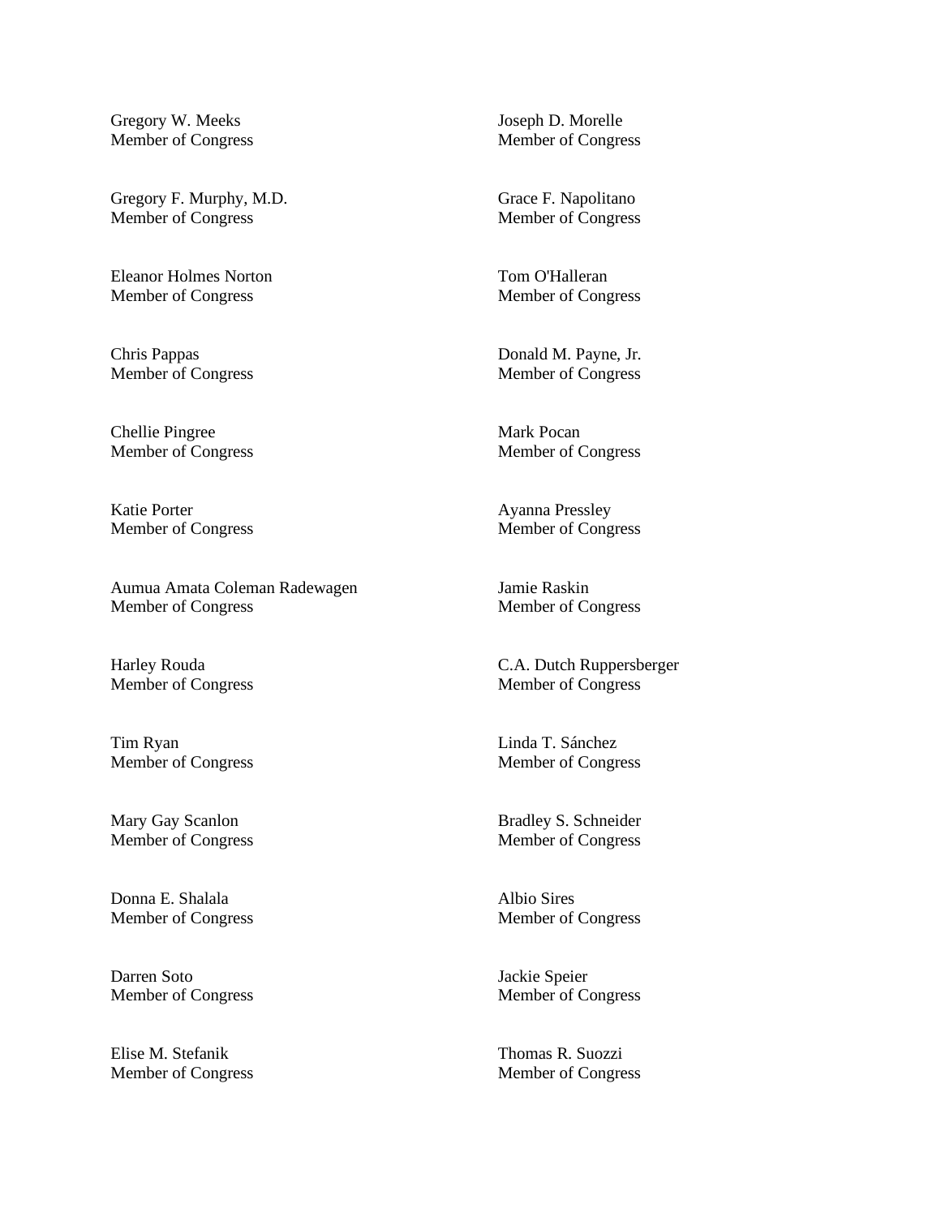Gregory W. Meeks
Member of Congress

Joseph D. Morelle
Member of Congress

Gregory F. Murphy, M.D.
Member of Congress

Grace F. Napolitano
Member of Congress

Eleanor Holmes Norton
Member of Congress

Tom O'Halleran
Member of Congress

Chris Pappas
Member of Congress

Donald M. Payne, Jr.
Member of Congress

Chellie Pingree
Member of Congress

Mark Pocan
Member of Congress

Katie Porter
Member of Congress

Ayanna Pressley
Member of Congress

Aumua Amata Coleman Radewagen
Member of Congress

Jamie Raskin
Member of Congress

Harley Rouda
Member of Congress

C.A. Dutch Ruppersberger
Member of Congress

Tim Ryan
Member of Congress

Linda T. Sánchez
Member of Congress

Mary Gay Scanlon
Member of Congress

Bradley S. Schneider
Member of Congress

Donna E. Shalala
Member of Congress

Albio Sires
Member of Congress

Darren Soto
Member of Congress

Jackie Speier
Member of Congress

Elise M. Stefanik
Member of Congress

Thomas R. Suozzi
Member of Congress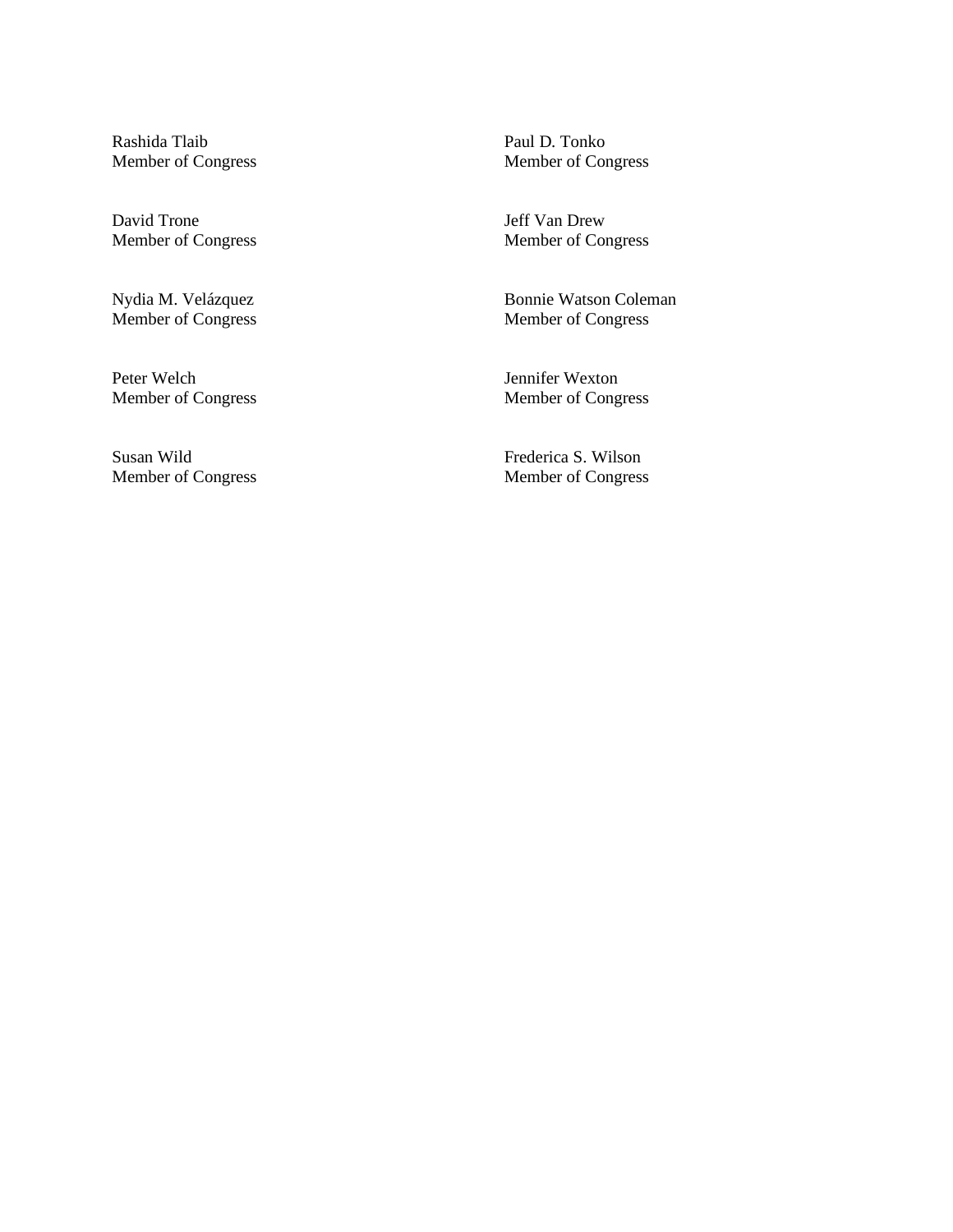Rashida Tlaib
Member of Congress

Paul D. Tonko
Member of Congress

David Trone
Member of Congress

Jeff Van Drew
Member of Congress

Nydia M. Velázquez
Member of Congress

Bonnie Watson Coleman
Member of Congress

Peter Welch
Member of Congress

Jennifer Wexton
Member of Congress

Susan Wild
Member of Congress

Frederica S. Wilson
Member of Congress